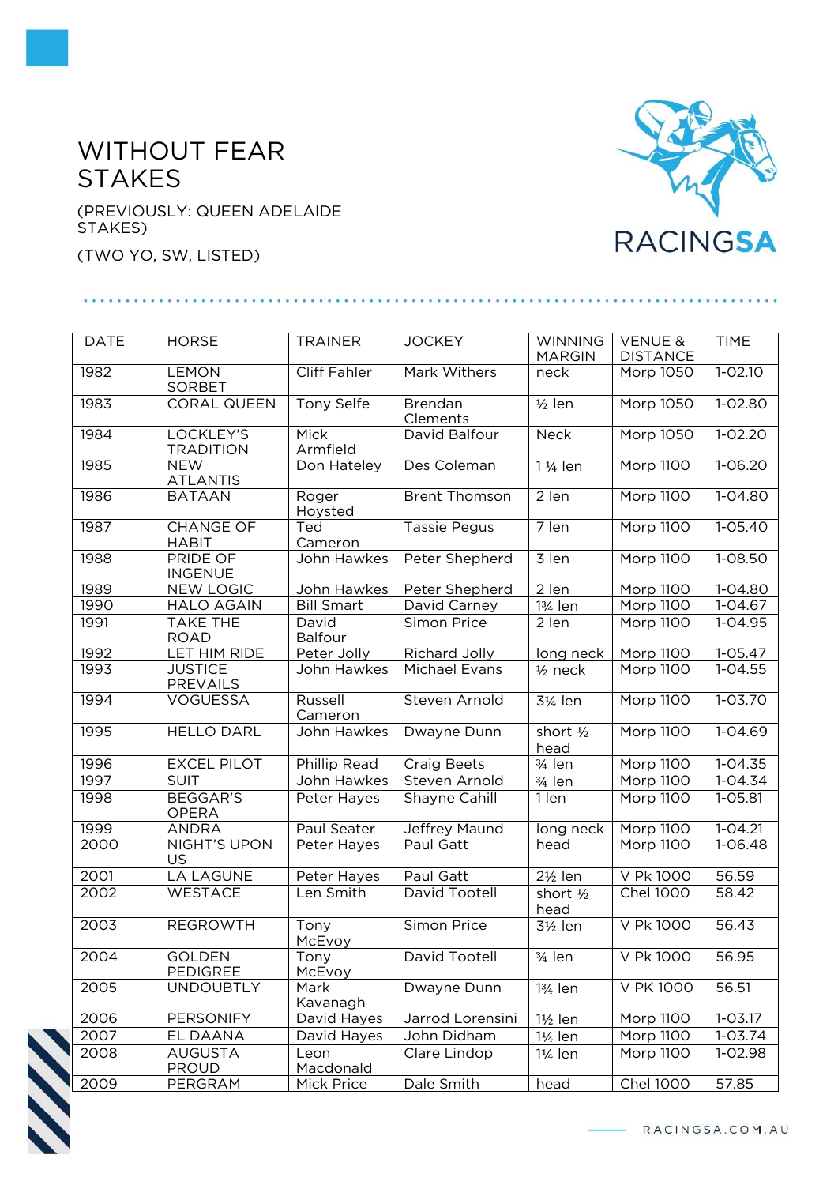# WITHOUT FEAR STAKES

(PREVIOUSLY: QUEEN ADELAIDE STAKES)

(TWO YO, SW, LISTED)

| DATE | HORSE | TRAINER | JOCKEY | WINNING MARGIN | VENUE & DISTANCE | TIME |
|---|---|---|---|---|---|---|
| 1982 | LEMON SORBET | Cliff Fahler | Mark Withers | neck | Morp 1050 | 1-02.10 |
| 1983 | CORAL QUEEN | Tony Selfe | Brendan Clements | ½ len | Morp 1050 | 1-02.80 |
| 1984 | LOCKLEY'S TRADITION | Mick Armfield | David Balfour | Neck | Morp 1050 | 1-02.20 |
| 1985 | NEW ATLANTIS | Don Hateley | Des Coleman | 1 ¼ len | Morp 1100 | 1-06.20 |
| 1986 | BATAAN | Roger Hoysted | Brent Thomson | 2 len | Morp 1100 | 1-04.80 |
| 1987 | CHANGE OF HABIT | Ted Cameron | Tassie Pegus | 7 len | Morp 1100 | 1-05.40 |
| 1988 | PRIDE OF INGENUE | John Hawkes | Peter Shepherd | 3 len | Morp 1100 | 1-08.50 |
| 1989 | NEW LOGIC | John Hawkes | Peter Shepherd | 2 len | Morp 1100 | 1-04.80 |
| 1990 | HALO AGAIN | Bill Smart | David Carney | 1¾ len | Morp 1100 | 1-04.67 |
| 1991 | TAKE THE ROAD | David Balfour | Simon Price | 2 len | Morp 1100 | 1-04.95 |
| 1992 | LET HIM RIDE | Peter Jolly | Richard Jolly | long neck | Morp 1100 | 1-05.47 |
| 1993 | JUSTICE PREVAILS | John Hawkes | Michael Evans | ½ neck | Morp 1100 | 1-04.55 |
| 1994 | VOGUESSA | Russell Cameron | Steven Arnold | 3¼ len | Morp 1100 | 1-03.70 |
| 1995 | HELLO DARL | John Hawkes | Dwayne Dunn | short ½ head | Morp 1100 | 1-04.69 |
| 1996 | EXCEL PILOT | Phillip Read | Craig Beets | ¾ len | Morp 1100 | 1-04.35 |
| 1997 | SUIT | John Hawkes | Steven Arnold | ¾ len | Morp 1100 | 1-04.34 |
| 1998 | BEGGAR'S OPERA | Peter Hayes | Shayne Cahill | 1 len | Morp 1100 | 1-05.81 |
| 1999 | ANDRA | Paul Seater | Jeffrey Maund | long neck | Morp 1100 | 1-04.21 |
| 2000 | NIGHT'S UPON US | Peter Hayes | Paul Gatt | head | Morp 1100 | 1-06.48 |
| 2001 | LA LAGUNE | Peter Hayes | Paul Gatt | 2½ len | V Pk 1000 | 56.59 |
| 2002 | WESTACE | Len Smith | David Tootell | short ½ head | Chel 1000 | 58.42 |
| 2003 | REGROWTH | Tony McEvoy | Simon Price | 3½ len | V Pk 1000 | 56.43 |
| 2004 | GOLDEN PEDIGREE | Tony McEvoy | David Tootell | ¾ len | V Pk 1000 | 56.95 |
| 2005 | UNDOUBTLY | Mark Kavanagh | Dwayne Dunn | 1¾ len | V PK 1000 | 56.51 |
| 2006 | PERSONIFY | David Hayes | Jarrod Lorensini | 1½ len | Morp 1100 | 1-03.17 |
| 2007 | EL DAANA | David Hayes | John Didham | 1¼ len | Morp 1100 | 1-03.74 |
| 2008 | AUGUSTA PROUD | Leon Macdonald | Clare Lindop | 1¼ len | Morp 1100 | 1-02.98 |
| 2009 | PERGRAM | Mick Price | Dale Smith | head | Chel 1000 | 57.85 |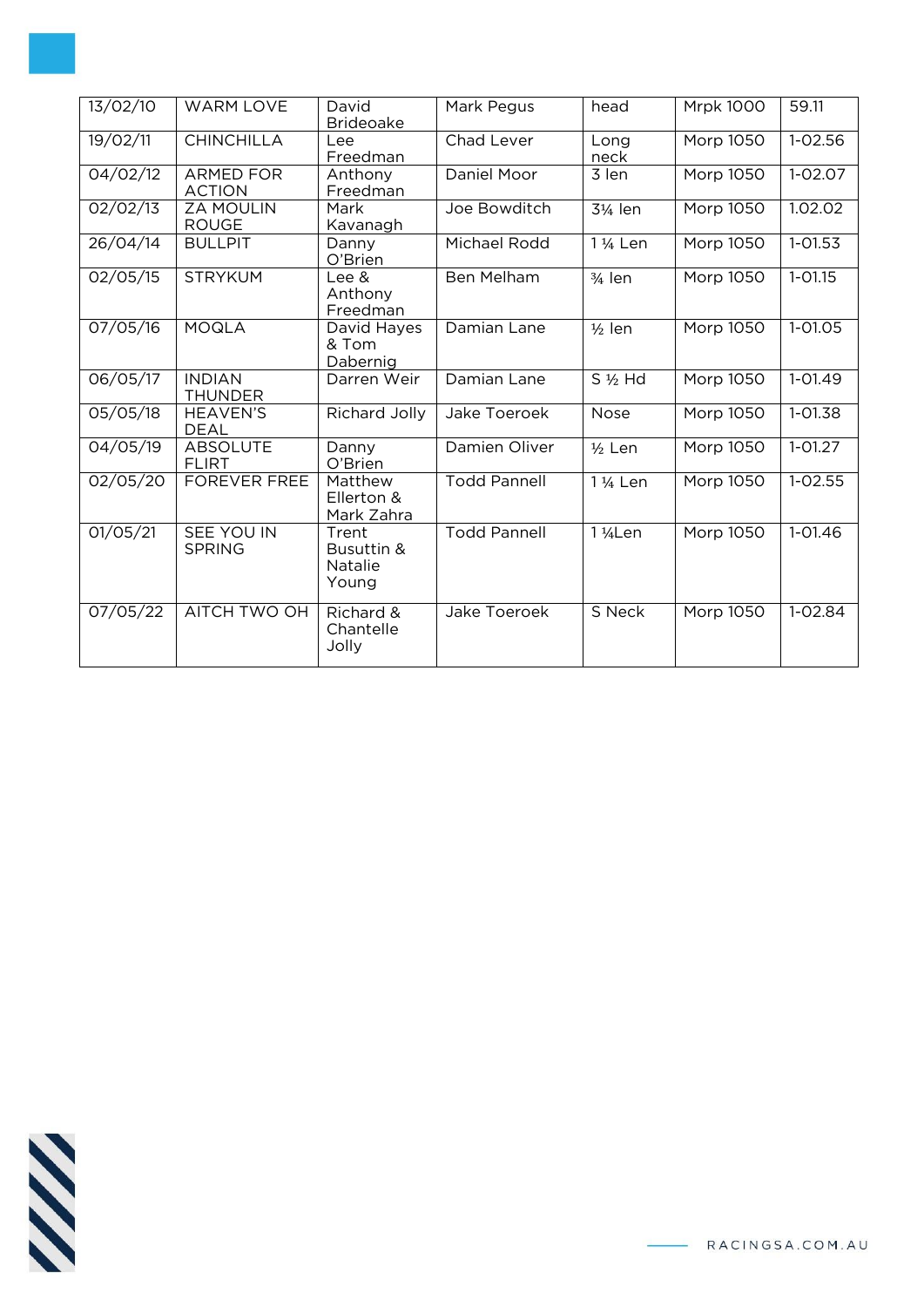| | | | | | | |
|---|---|---|---|---|---|---|
| 13/02/10 | WARM LOVE | David Brideoake | Mark Pegus | head | Mrpk 1000 | 59.11 |
| 19/02/11 | CHINCHILLA | Lee Freedman | Chad Lever | Long neck | Morp 1050 | 1-02.56 |
| 04/02/12 | ARMED FOR ACTION | Anthony Freedman | Daniel Moor | 3 len | Morp 1050 | 1-02.07 |
| 02/02/13 | ZA MOULIN ROUGE | Mark Kavanagh | Joe Bowditch | 3¼ len | Morp 1050 | 1.02.02 |
| 26/04/14 | BULLPIT | Danny O'Brien | Michael Rodd | 1 ¼ Len | Morp 1050 | 1-01.53 |
| 02/05/15 | STRYKUM | Lee & Anthony Freedman | Ben Melham | ¾ len | Morp 1050 | 1-01.15 |
| 07/05/16 | MOQLA | David Hayes & Tom Dabernig | Damian Lane | ½ len | Morp 1050 | 1-01.05 |
| 06/05/17 | INDIAN THUNDER | Darren Weir | Damian Lane | S ½ Hd | Morp 1050 | 1-01.49 |
| 05/05/18 | HEAVEN'S DEAL | Richard Jolly | Jake Toeroek | Nose | Morp 1050 | 1-01.38 |
| 04/05/19 | ABSOLUTE FLIRT | Danny O'Brien | Damien Oliver | ½ Len | Morp 1050 | 1-01.27 |
| 02/05/20 | FOREVER FREE | Matthew Ellerton & Mark Zahra | Todd Pannell | 1 ¼ Len | Morp 1050 | 1-02.55 |
| 01/05/21 | SEE YOU IN SPRING | Trent Busuttin & Natalie Young | Todd Pannell | 1 ¼Len | Morp 1050 | 1-01.46 |
| 07/05/22 | AITCH TWO OH | Richard & Chantelle Jolly | Jake Toeroek | S Neck | Morp 1050 | 1-02.84 |